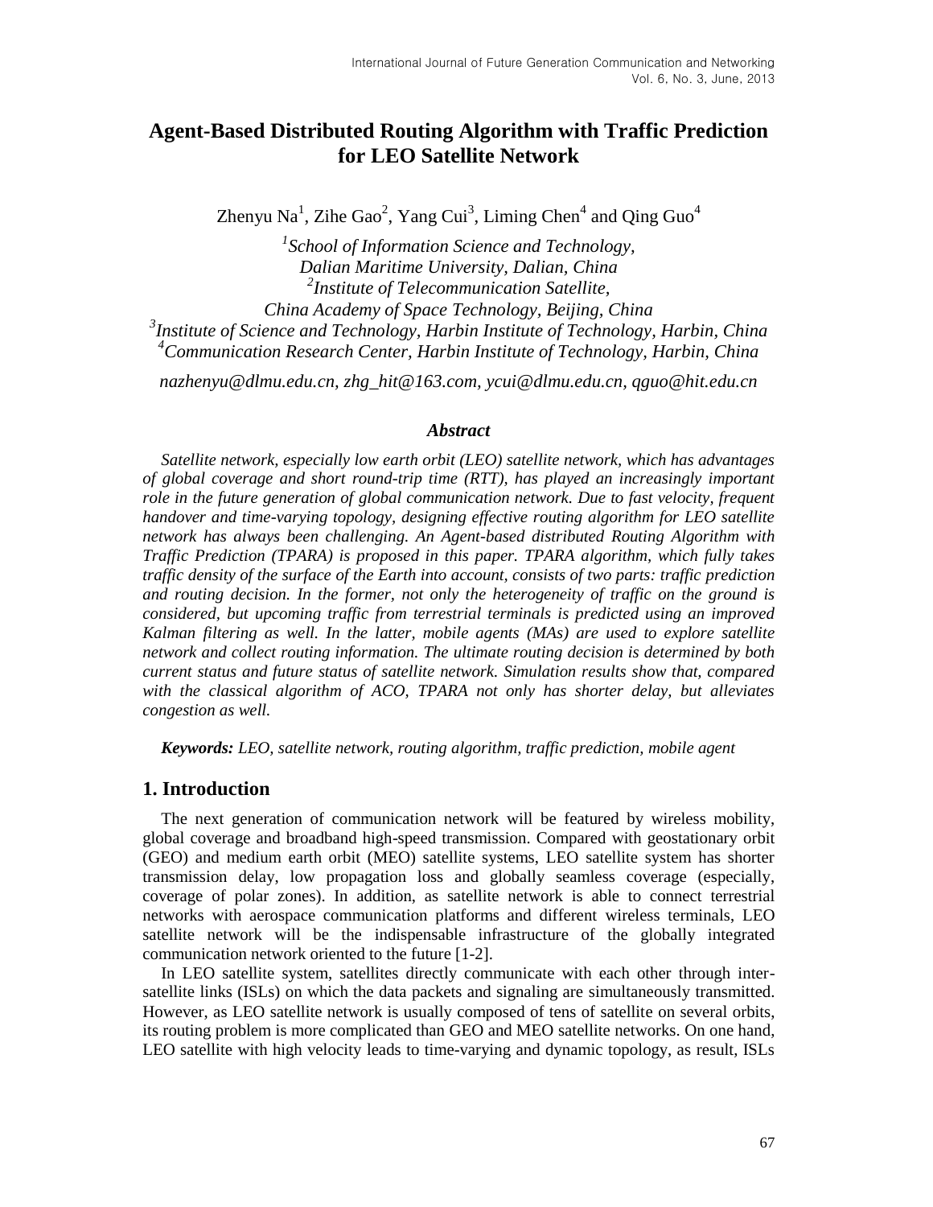# Agent-Based Distributed Routing Algorithm with Traffic Prediction for LEO Satellite Network

Zhenyu Na[1], Zihe Gao[2], Yang Cui[3], Liming Chen[4] and Qing Guo[4]

[1]*School of Information Science and Technology, Dalian Maritime University, Dalian, China*
[2]*Institute of Telecommunication Satellite, China Academy of Space Technology, Beijing, China*
[3]*Institute of Science and Technology, Harbin Institute of Technology, Harbin, China*
[4]*Communication Research Center, Harbin Institute of Technology, Harbin, China*

*nazhenyu@dlmu.edu.cn, zhg_hit@163.com, ycui@dlmu.edu.cn, qguo@hit.edu.cn*

### *Abstract*

*Satellite network, especially low earth orbit (LEO) satellite network, which has advantages of global coverage and short round-trip time (RTT), has played an increasingly important role in the future generation of global communication network. Due to fast velocity, frequent handover and time-varying topology, designing effective routing algorithm for LEO satellite network has always been challenging. An Agent-based distributed Routing Algorithm with Traffic Prediction (TPARA) is proposed in this paper. TPARA algorithm, which fully takes traffic density of the surface of the Earth into account, consists of two parts: traffic prediction and routing decision. In the former, not only the heterogeneity of traffic on the ground is considered, but upcoming traffic from terrestrial terminals is predicted using an improved Kalman filtering as well. In the latter, mobile agents (MAs) are used to explore satellite network and collect routing information. The ultimate routing decision is determined by both current status and future status of satellite network. Simulation results show that, compared with the classical algorithm of ACO, TPARA not only has shorter delay, but alleviates congestion as well.*

***Keywords:*** *LEO, satellite network, routing algorithm, traffic prediction, mobile agent*

## 1. Introduction

The next generation of communication network will be featured by wireless mobility, global coverage and broadband high-speed transmission. Compared with geostationary orbit (GEO) and medium earth orbit (MEO) satellite systems, LEO satellite system has shorter transmission delay, low propagation loss and globally seamless coverage (especially, coverage of polar zones). In addition, as satellite network is able to connect terrestrial networks with aerospace communication platforms and different wireless terminals, LEO satellite network will be the indispensable infrastructure of the globally integrated communication network oriented to the future [1-2].

In LEO satellite system, satellites directly communicate with each other through inter-satellite links (ISLs) on which the data packets and signaling are simultaneously transmitted. However, as LEO satellite network is usually composed of tens of satellite on several orbits, its routing problem is more complicated than GEO and MEO satellite networks. On one hand, LEO satellite with high velocity leads to time-varying and dynamic topology, as result, ISLs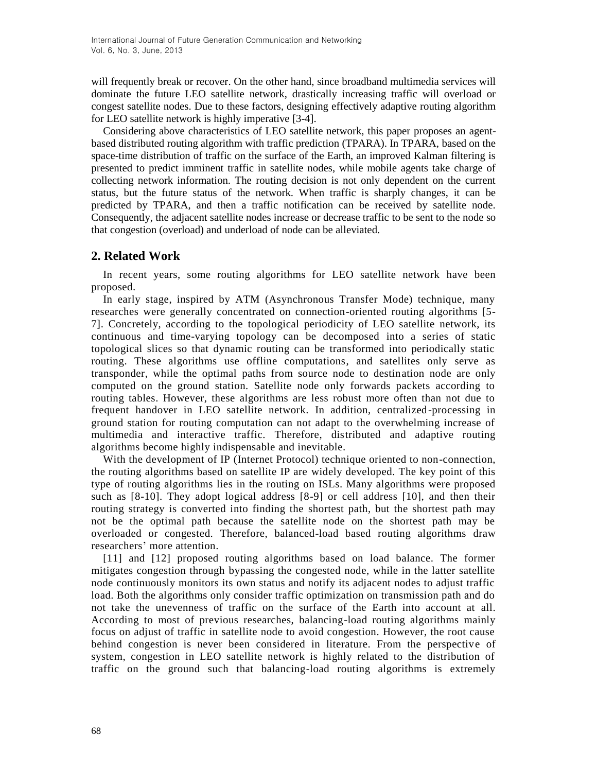will frequently break or recover. On the other hand, since broadband multimedia services will dominate the future LEO satellite network, drastically increasing traffic will overload or congest satellite nodes. Due to these factors, designing effectively adaptive routing algorithm for LEO satellite network is highly imperative [3-4].

Considering above characteristics of LEO satellite network, this paper proposes an agent-based distributed routing algorithm with traffic prediction (TPARA). In TPARA, based on the space-time distribution of traffic on the surface of the Earth, an improved Kalman filtering is presented to predict imminent traffic in satellite nodes, while mobile agents take charge of collecting network information. The routing decision is not only dependent on the current status, but the future status of the network. When traffic is sharply changes, it can be predicted by TPARA, and then a traffic notification can be received by satellite node. Consequently, the adjacent satellite nodes increase or decrease traffic to be sent to the node so that congestion (overload) and underload of node can be alleviated.

## 2. Related Work

In recent years, some routing algorithms for LEO satellite network have been proposed.

In early stage, inspired by ATM (Asynchronous Transfer Mode) technique, many researches were generally concentrated on connection-oriented routing algorithms [5-7]. Concretely, according to the topological periodicity of LEO satellite network, its continuous and time-varying topology can be decomposed into a series of static topological slices so that dynamic routing can be transformed into periodically static routing. These algorithms use offline computations, and satellites only serve as transponder, while the optimal paths from source node to destination node are only computed on the ground station. Satellite node only forwards packets according to routing tables. However, these algorithms are less robust more often than not due to frequent handover in LEO satellite network. In addition, centralized-processing in ground station for routing computation can not adapt to the overwhelming increase of multimedia and interactive traffic. Therefore, distributed and adaptive routing algorithms become highly indispensable and inevitable.

With the development of IP (Internet Protocol) technique oriented to non-connection, the routing algorithms based on satellite IP are widely developed. The key point of this type of routing algorithms lies in the routing on ISLs. Many algorithms were proposed such as [8-10]. They adopt logical address [8-9] or cell address [10], and then their routing strategy is converted into finding the shortest path, but the shortest path may not be the optimal path because the satellite node on the shortest path may be overloaded or congested. Therefore, balanced-load based routing algorithms draw researchers' more attention.

[11] and [12] proposed routing algorithms based on load balance. The former mitigates congestion through bypassing the congested node, while in the latter satellite node continuously monitors its own status and notify its adjacent nodes to adjust traffic load. Both the algorithms only consider traffic optimization on transmission path and do not take the unevenness of traffic on the surface of the Earth into account at all. According to most of previous researches, balancing-load routing algorithms mainly focus on adjust of traffic in satellite node to avoid congestion. However, the root cause behind congestion is never been considered in literature. From the perspective of system, congestion in LEO satellite network is highly related to the distribution of traffic on the ground such that balancing-load routing algorithms is extremely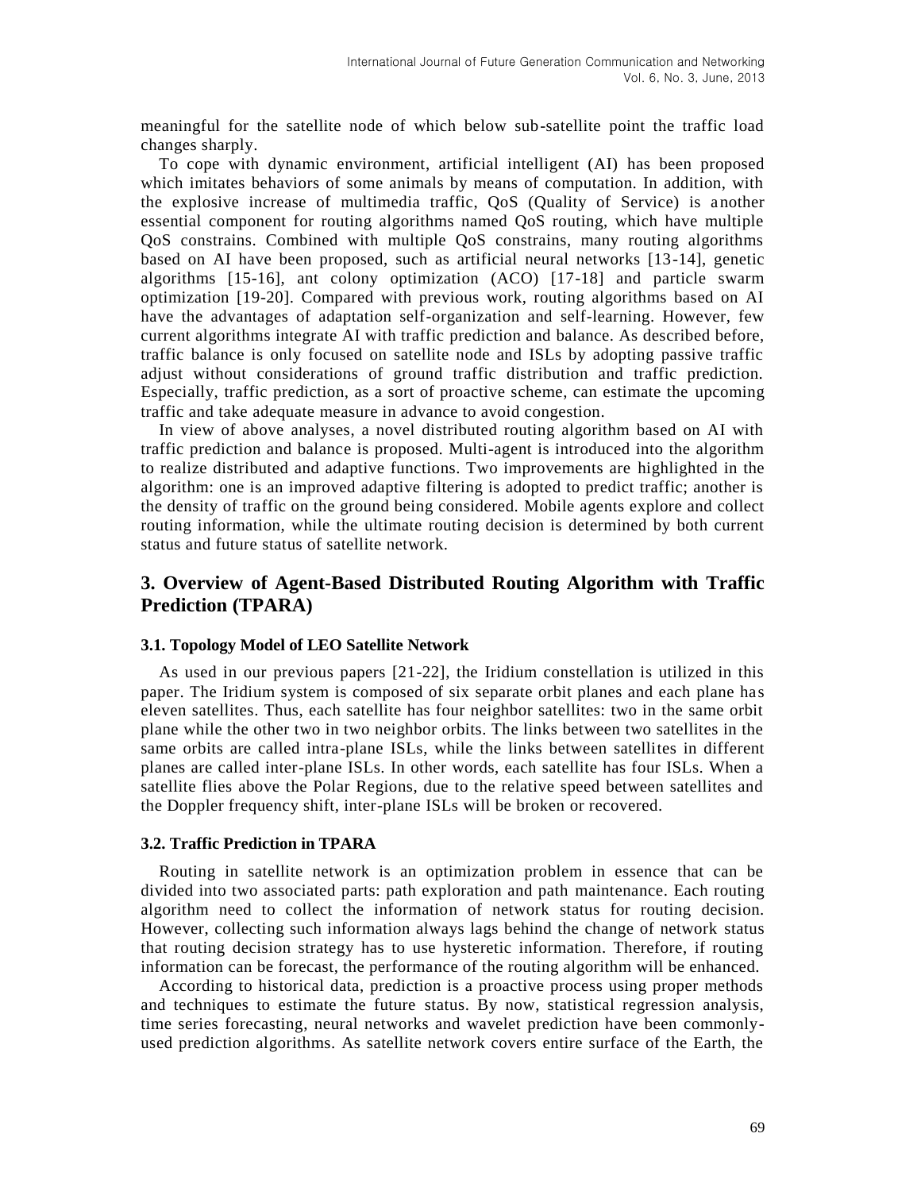meaningful for the satellite node of which below sub-satellite point the traffic load changes sharply.

To cope with dynamic environment, artificial intelligent (AI) has been proposed which imitates behaviors of some animals by means of computation. In addition, with the explosive increase of multimedia traffic, QoS (Quality of Service) is another essential component for routing algorithms named QoS routing, which have multiple QoS constrains. Combined with multiple QoS constrains, many routing algorithms based on AI have been proposed, such as artificial neural networks [13-14], genetic algorithms [15-16], ant colony optimization (ACO) [17-18] and particle swarm optimization [19-20]. Compared with previous work, routing algorithms based on AI have the advantages of adaptation self-organization and self-learning. However, few current algorithms integrate AI with traffic prediction and balance. As described before, traffic balance is only focused on satellite node and ISLs by adopting passive traffic adjust without considerations of ground traffic distribution and traffic prediction. Especially, traffic prediction, as a sort of proactive scheme, can estimate the upcoming traffic and take adequate measure in advance to avoid congestion.

In view of above analyses, a novel distributed routing algorithm based on AI with traffic prediction and balance is proposed. Multi-agent is introduced into the algorithm to realize distributed and adaptive functions. Two improvements are highlighted in the algorithm: one is an improved adaptive filtering is adopted to predict traffic; another is the density of traffic on the ground being considered. Mobile agents explore and collect routing information, while the ultimate routing decision is determined by both current status and future status of satellite network.

## 3. Overview of Agent-Based Distributed Routing Algorithm with Traffic Prediction (TPARA)

### 3.1. Topology Model of LEO Satellite Network

As used in our previous papers [21-22], the Iridium constellation is utilized in this paper. The Iridium system is composed of six separate orbit planes and each plane has eleven satellites. Thus, each satellite has four neighbor satellites: two in the same orbit plane while the other two in two neighbor orbits. The links between two satellites in the same orbits are called intra-plane ISLs, while the links between satellites in different planes are called inter-plane ISLs. In other words, each satellite has four ISLs. When a satellite flies above the Polar Regions, due to the relative speed between satellites and the Doppler frequency shift, inter-plane ISLs will be broken or recovered.

### 3.2. Traffic Prediction in TPARA

Routing in satellite network is an optimization problem in essence that can be divided into two associated parts: path exploration and path maintenance. Each routing algorithm need to collect the information of network status for routing decision. However, collecting such information always lags behind the change of network status that routing decision strategy has to use hysteretic information. Therefore, if routing information can be forecast, the performance of the routing algorithm will be enhanced.

According to historical data, prediction is a proactive process using proper methods and techniques to estimate the future status. By now, statistical regression analysis, time series forecasting, neural networks and wavelet prediction have been commonly-used prediction algorithms. As satellite network covers entire surface of the Earth, the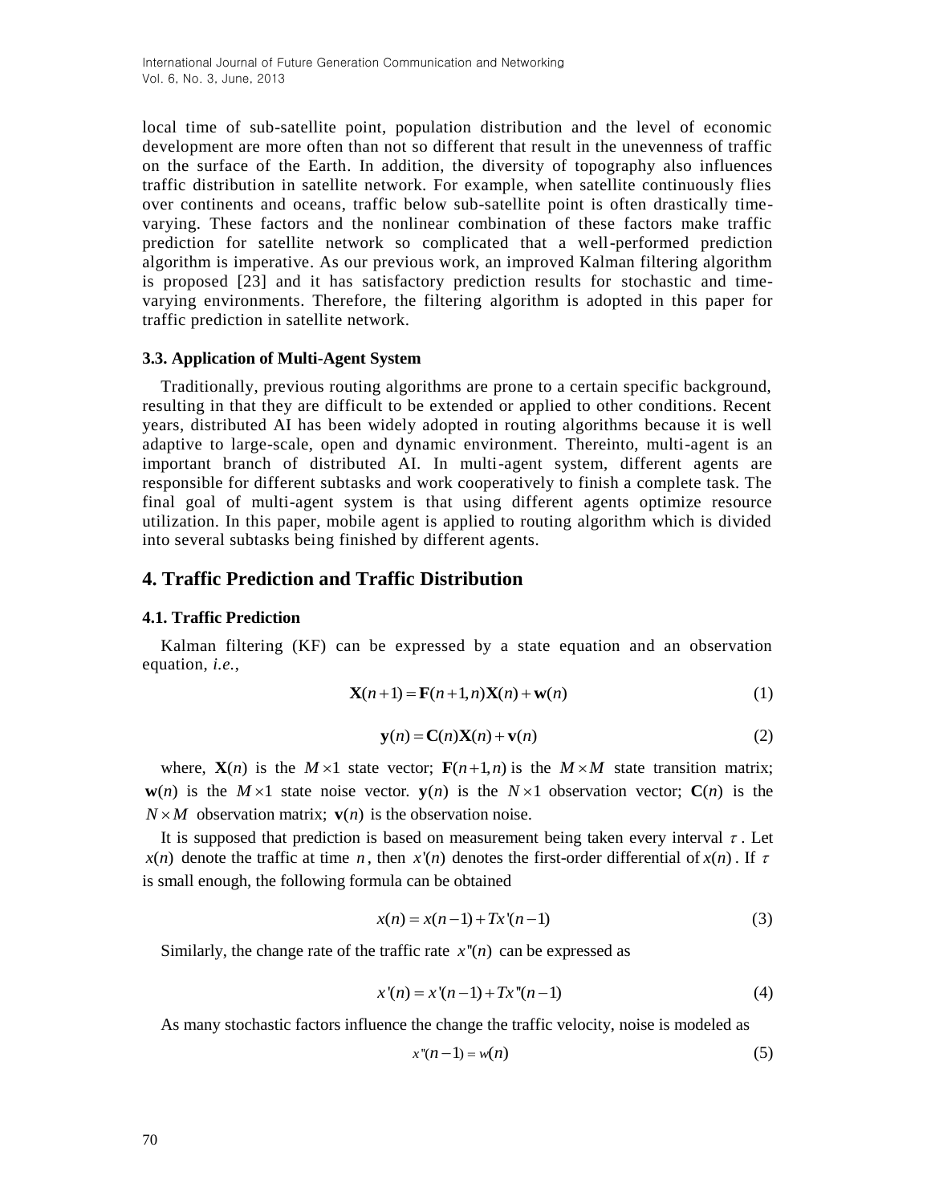local time of sub-satellite point, population distribution and the level of economic development are more often than not so different that result in the unevenness of traffic on the surface of the Earth. In addition, the diversity of topography also influences traffic distribution in satellite network. For example, when satellite continuously flies over continents and oceans, traffic below sub-satellite point is often drastically time-varying. These factors and the nonlinear combination of these factors make traffic prediction for satellite network so complicated that a well-performed prediction algorithm is imperative. As our previous work, an improved Kalman filtering algorithm is proposed [23] and it has satisfactory prediction results for stochastic and time-varying environments. Therefore, the filtering algorithm is adopted in this paper for traffic prediction in satellite network.

### 3.3. Application of Multi-Agent System

Traditionally, previous routing algorithms are prone to a certain specific background, resulting in that they are difficult to be extended or applied to other conditions. Recent years, distributed AI has been widely adopted in routing algorithms because it is well adaptive to large-scale, open and dynamic environment. Thereinto, multi-agent is an important branch of distributed AI. In multi-agent system, different agents are responsible for different subtasks and work cooperatively to finish a complete task. The final goal of multi-agent system is that using different agents optimize resource utilization. In this paper, mobile agent is applied to routing algorithm which is divided into several subtasks being finished by different agents.

## 4. Traffic Prediction and Traffic Distribution

### 4.1. Traffic Prediction

Kalman filtering (KF) can be expressed by a state equation and an observation equation, *i.e.*,

$$\mathbf{X}(n+1) = \mathbf{F}(n+1,n)\mathbf{X}(n) + \mathbf{w}(n) \tag{1}$$

$$\mathbf{y}(n) = \mathbf{C}(n)\mathbf{X}(n) + \mathbf{v}(n) \tag{2}$$

where, $\mathbf{X}(n)$ is the $M \times 1$ state vector; $\mathbf{F}(n+1,n)$ is the $M \times M$ state transition matrix; $\mathbf{w}(n)$ is the $M \times 1$ state noise vector. $\mathbf{y}(n)$ is the $N \times 1$ observation vector; $\mathbf{C}(n)$ is the $N \times M$ observation matrix; $\mathbf{v}(n)$ is the observation noise.

It is supposed that prediction is based on measurement being taken every interval $\tau$. Let $x(n)$ denote the traffic at time $n$, then $x'(n)$ denotes the first-order differential of $x(n)$. If $\tau$ is small enough, the following formula can be obtained

$$x(n) = x(n-1) + Tx'(n-1) \tag{3}$$

Similarly, the change rate of the traffic rate $x''(n)$ can be expressed as

$$x'(n) = x'(n-1) + Tx''(n-1) \tag{4}$$

As many stochastic factors influence the change the traffic velocity, noise is modeled as

$$x''(n-1) = w(n) \tag{5}$$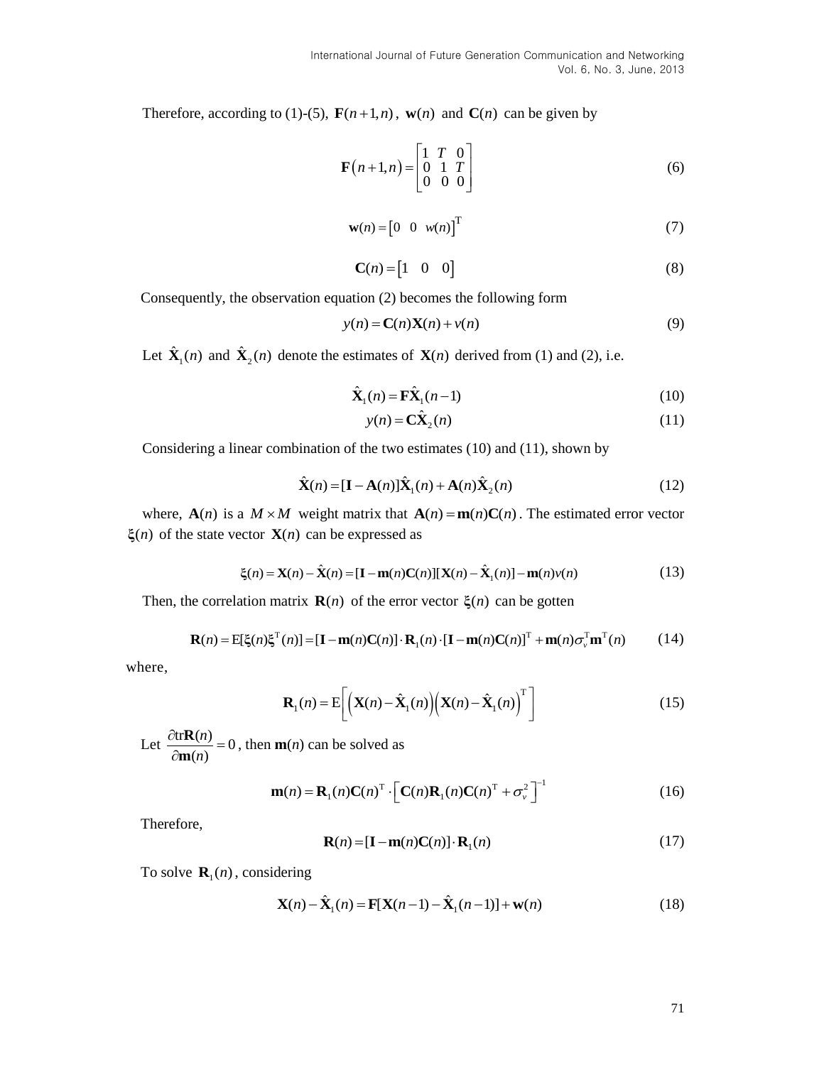Therefore, according to (1)-(5), $\mathbf{F}(n+1,n)$, $\mathbf{w}(n)$ and $\mathbf{C}(n)$ can be given by

$$\mathbf{F}\left(n+1,n\right)=\begin{bmatrix}1 & T & 0\\ 0 & 1 & T\\ 0 & 0 & 0\end{bmatrix} \tag{6}$$

$$\mathbf{w}(n)=\begin{bmatrix}0 & 0 & w(n)\end{bmatrix}^{\mathrm{T}} \tag{7}$$

$$\mathbf{C}(n)=\begin{bmatrix}1 & 0 & 0\end{bmatrix} \tag{8}$$

Consequently, the observation equation (2) becomes the following form

$$y(n)=\mathbf{C}(n)\mathbf{X}(n)+v(n) \tag{9}$$

Let $\hat{\mathbf{X}}_1(n)$ and $\hat{\mathbf{X}}_2(n)$ denote the estimates of $\mathbf{X}(n)$ derived from (1) and (2), i.e.

$$\hat{\mathbf{X}}_1(n)=\mathbf{F}\hat{\mathbf{X}}_1(n-1) \tag{10}$$

$$y(n)=\mathbf{C}\hat{\mathbf{X}}_2(n) \tag{11}$$

Considering a linear combination of the two estimates (10) and (11), shown by

$$\hat{\mathbf{X}}(n)=[\mathbf{I}-\mathbf{A}(n)]\hat{\mathbf{X}}_1(n)+\mathbf{A}(n)\hat{\mathbf{X}}_2(n) \tag{12}$$

where, $\mathbf{A}(n)$ is a $M\times M$ weight matrix that $\mathbf{A}(n)=\mathbf{m}(n)\mathbf{C}(n)$. The estimated error vector $\boldsymbol{\xi}(n)$ of the state vector $\mathbf{X}(n)$ can be expressed as

$$\xi(n)=\mathbf{X}(n)-\hat{\mathbf{X}}(n)=[\mathbf{I}-\mathbf{m}(n)\mathbf{C}(n)][\mathbf{X}(n)-\hat{\mathbf{X}}_1(n)]-\mathbf{m}(n)v(n) \tag{13}$$

Then, the correlation matrix $\mathbf{R}(n)$ of the error vector $\boldsymbol{\xi}(n)$ can be gotten

$$\mathbf{R}(n)=\mathrm{E}[\xi(n)\xi^{\mathrm{T}}(n)]=[\mathbf{I}-\mathbf{m}(n)\mathbf{C}(n)]\cdot\mathbf{R}_1(n)\cdot[\mathbf{I}-\mathbf{m}(n)\mathbf{C}(n)]^{\mathrm{T}}+\mathbf{m}(n)\sigma_v^{\mathrm{T}}\mathbf{m}^{\mathrm{T}}(n) \tag{14}$$

where,

$$\mathbf{R}_1(n)=\mathrm{E}\left[\left(\mathbf{X}(n)-\hat{\mathbf{X}}_1(n)\right)\left(\mathbf{X}(n)-\hat{\mathbf{X}}_1(n)\right)^{\mathrm{T}}\right] \tag{15}$$

Let $\dfrac{\partial \mathrm{tr}\mathbf{R}(n)}{\partial \mathbf{m}(n)}=0$, then $\mathbf{m}(n)$ can be solved as

$$\mathbf{m}(n)=\mathbf{R}_1(n)\mathbf{C}(n)^{\mathrm{T}}\cdot\left[\mathbf{C}(n)\mathbf{R}_1(n)\mathbf{C}(n)^{\mathrm{T}}+\sigma_v^2\right]^{-1} \tag{16}$$

Therefore,

$$\mathbf{R}(n)=[\mathbf{I}-\mathbf{m}(n)\mathbf{C}(n)]\cdot\mathbf{R}_1(n) \tag{17}$$

To solve $\mathbf{R}_1(n)$, considering

$$\mathbf{X}(n)-\hat{\mathbf{X}}_1(n)=\mathbf{F}[\mathbf{X}(n-1)-\hat{\mathbf{X}}_1(n-1)]+\mathbf{w}(n) \tag{18}$$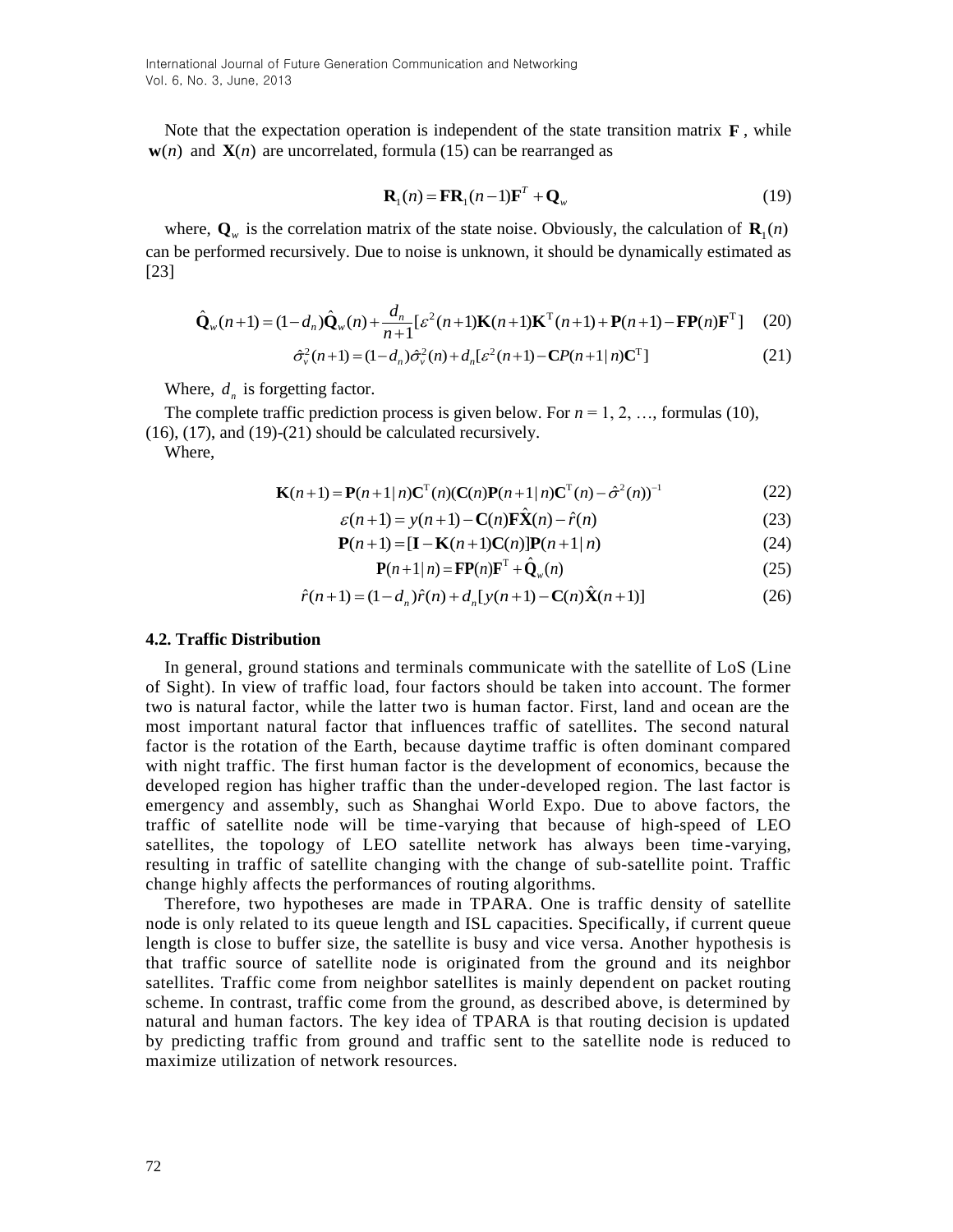Note that the expectation operation is independent of the state transition matrix $\mathbf{F}$, while $\mathbf{w}(n)$ and $\mathbf{X}(n)$ are uncorrelated, formula (15) can be rearranged as

$$\mathbf{R}_1(n) = \mathbf{F}\mathbf{R}_1(n-1)\mathbf{F}^T + \mathbf{Q}_w \tag{19}$$

where, $\mathbf{Q}_w$ is the correlation matrix of the state noise. Obviously, the calculation of $\mathbf{R}_1(n)$ can be performed recursively. Due to noise is unknown, it should be dynamically estimated as [23]

$$\hat{\mathbf{Q}}_w(n+1) = (1-d_n)\hat{\mathbf{Q}}_w(n) + \frac{d_n}{n+1}[\varepsilon^2(n+1)\mathbf{K}(n+1)\mathbf{K}^{\mathrm{T}}(n+1) + \mathbf{P}(n+1) - \mathbf{F}\mathbf{P}(n)\mathbf{F}^{\mathrm{T}}] \tag{20}$$

$$\hat{\sigma}_v^2(n+1) = (1-d_n)\hat{\sigma}_v^2(n) + d_n[\varepsilon^2(n+1) - \mathbf{C}P(n+1|n)\mathbf{C}^{\mathrm{T}}] \tag{21}$$

Where, $d_n$ is forgetting factor.

The complete traffic prediction process is given below. For $n = 1, 2, \ldots$, formulas (10), (16), (17), and (19)-(21) should be calculated recursively.

Where,

$$\mathbf{K}(n+1) = \mathbf{P}(n+1|n)\mathbf{C}^{\mathrm{T}}(n)(\mathbf{C}(n)\mathbf{P}(n+1|n)\mathbf{C}^{\mathrm{T}}(n) - \hat{\sigma}^2(n))^{-1} \tag{22}$$

$$\varepsilon(n+1) = y(n+1) - \mathbf{C}(n)\mathbf{F}\hat{\mathbf{X}}(n) - \hat{r}(n) \tag{23}$$

$$\mathbf{P}(n+1) = [\mathbf{I} - \mathbf{K}(n+1)\mathbf{C}(n)]\mathbf{P}(n+1|n) \tag{24}$$

$$\mathbf{P}(n+1|n) = \mathbf{F}\mathbf{P}(n)\mathbf{F}^{\mathrm{T}} + \hat{\mathbf{Q}}_w(n) \tag{25}$$

$$\hat{r}(n+1) = (1-d_n)\hat{r}(n) + d_n[y(n+1) - \mathbf{C}(n)\hat{\mathbf{X}}(n+1)] \tag{26}$$

### 4.2. Traffic Distribution

In general, ground stations and terminals communicate with the satellite of LoS (Line of Sight). In view of traffic load, four factors should be taken into account. The former two is natural factor, while the latter two is human factor. First, land and ocean are the most important natural factor that influences traffic of satellites. The second natural factor is the rotation of the Earth, because daytime traffic is often dominant compared with night traffic. The first human factor is the development of economics, because the developed region has higher traffic than the under-developed region. The last factor is emergency and assembly, such as Shanghai World Expo. Due to above factors, the traffic of satellite node will be time-varying that because of high-speed of LEO satellites, the topology of LEO satellite network has always been time-varying, resulting in traffic of satellite changing with the change of sub-satellite point. Traffic change highly affects the performances of routing algorithms.

Therefore, two hypotheses are made in TPARA. One is traffic density of satellite node is only related to its queue length and ISL capacities. Specifically, if current queue length is close to buffer size, the satellite is busy and vice versa. Another hypothesis is that traffic source of satellite node is originated from the ground and its neighbor satellites. Traffic come from neighbor satellites is mainly dependent on packet routing scheme. In contrast, traffic come from the ground, as described above, is determined by natural and human factors. The key idea of TPARA is that routing decision is updated by predicting traffic from ground and traffic sent to the satellite node is reduced to maximize utilization of network resources.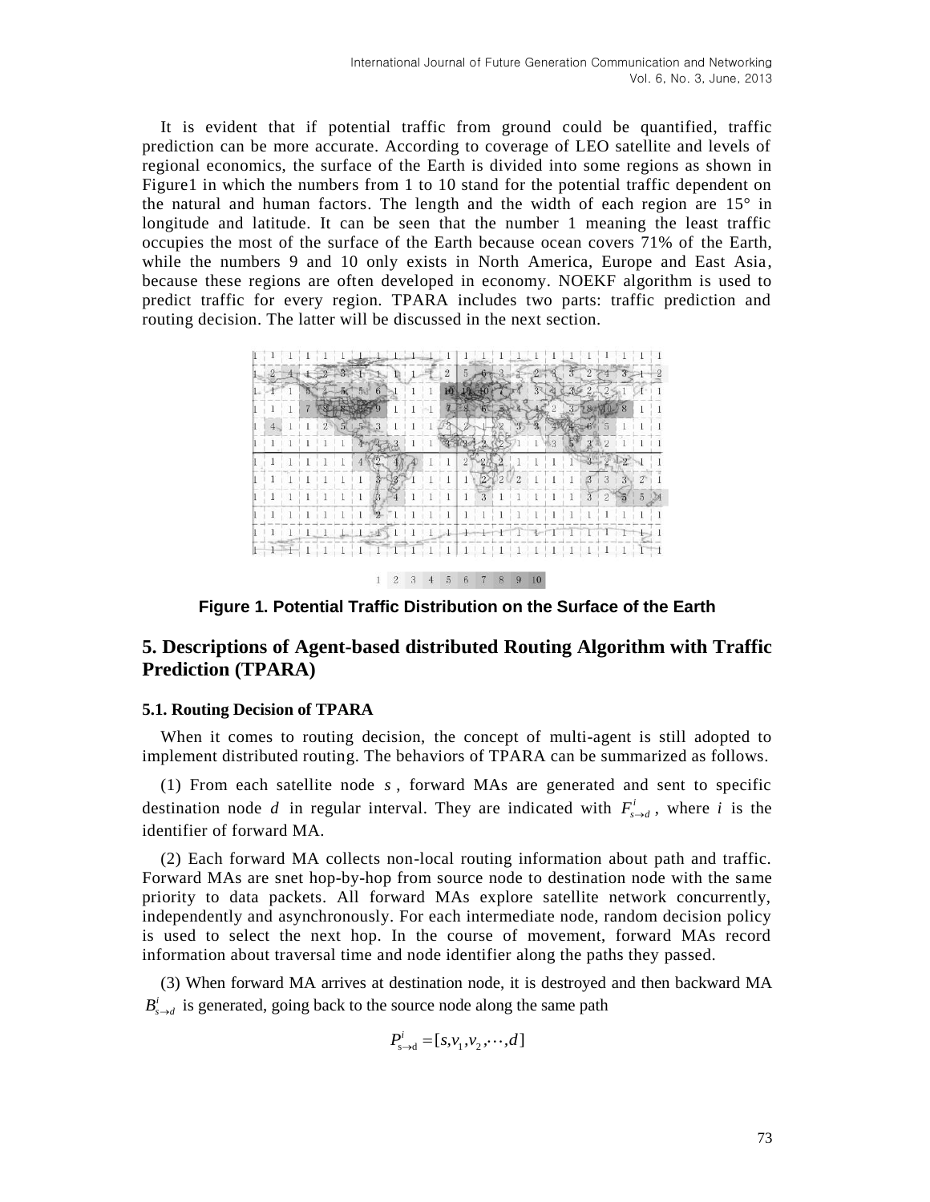It is evident that if potential traffic from ground could be quantified, traffic prediction can be more accurate. According to coverage of LEO satellite and levels of regional economics, the surface of the Earth is divided into some regions as shown in Figure1 in which the numbers from 1 to 10 stand for the potential traffic dependent on the natural and human factors. The length and the width of each region are 15° in longitude and latitude. It can be seen that the number 1 meaning the least traffic occupies the most of the surface of the Earth because ocean covers 71% of the Earth, while the numbers 9 and 10 only exists in North America, Europe and East Asia, because these regions are often developed in economy. NOEKF algorithm is used to predict traffic for every region. TPARA includes two parts: traffic prediction and routing decision. The latter will be discussed in the next section.

**Figure 1. Potential Traffic Distribution on the Surface of the Earth**

## 5. Descriptions of Agent-based distributed Routing Algorithm with Traffic Prediction (TPARA)

### 5.1. Routing Decision of TPARA

When it comes to routing decision, the concept of multi-agent is still adopted to implement distributed routing. The behaviors of TPARA can be summarized as follows.

(1) From each satellite node $s$, forward MAs are generated and sent to specific destination node $d$ in regular interval. They are indicated with $F^i_{s\to d}$, where $i$ is the identifier of forward MA.

(2) Each forward MA collects non-local routing information about path and traffic. Forward MAs are snet hop-by-hop from source node to destination node with the same priority to data packets. All forward MAs explore satellite network concurrently, independently and asynchronously. For each intermediate node, random decision policy is used to select the next hop. In the course of movement, forward MAs record information about traversal time and node identifier along the paths they passed.

(3) When forward MA arrives at destination node, it is destroyed and then backward MA $B^i_{s\to d}$ is generated, going back to the source node along the same path

$$P^i_{\mathrm{s}\to\mathrm{d}} = [s, v_1, v_2, \cdots, d]$$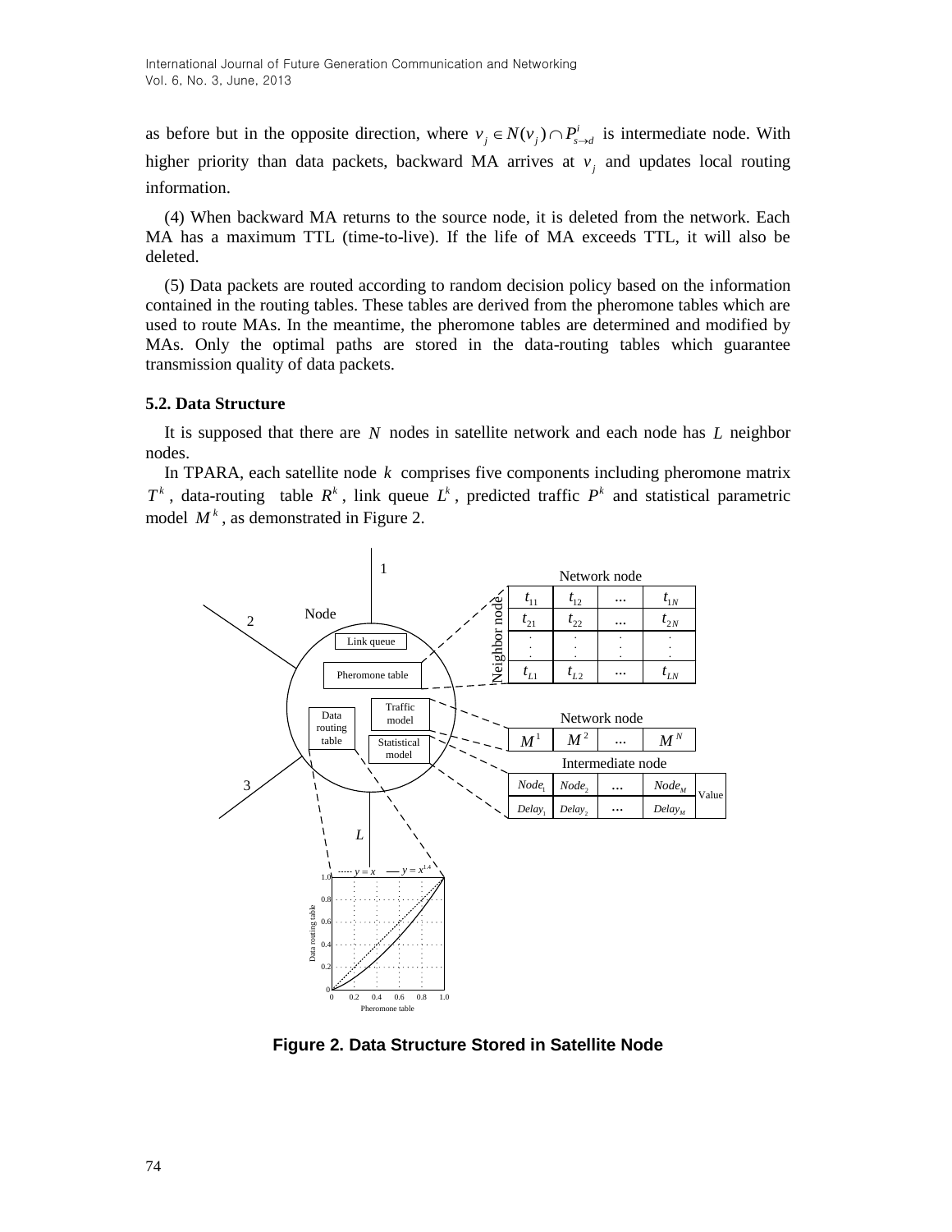as before but in the opposite direction, where $v_j \in N(v_j) \cap P^i_{s \to d}$ is intermediate node. With higher priority than data packets, backward MA arrives at $v_j$ and updates local routing information.

(4) When backward MA returns to the source node, it is deleted from the network. Each MA has a maximum TTL (time-to-live). If the life of MA exceeds TTL, it will also be deleted.

(5) Data packets are routed according to random decision policy based on the information contained in the routing tables. These tables are derived from the pheromone tables which are used to route MAs. In the meantime, the pheromone tables are determined and modified by MAs. Only the optimal paths are stored in the data-routing tables which guarantee transmission quality of data packets.

### 5.2. Data Structure

It is supposed that there are $N$ nodes in satellite network and each node has $L$ neighbor nodes.

In TPARA, each satellite node $k$ comprises five components including pheromone matrix $T^k$, data-routing table $R^k$, link queue $L^k$, predicted traffic $P^k$ and statistical parametric model $M^k$, as demonstrated in Figure 2.

**Figure 2. Data Structure Stored in Satellite Node**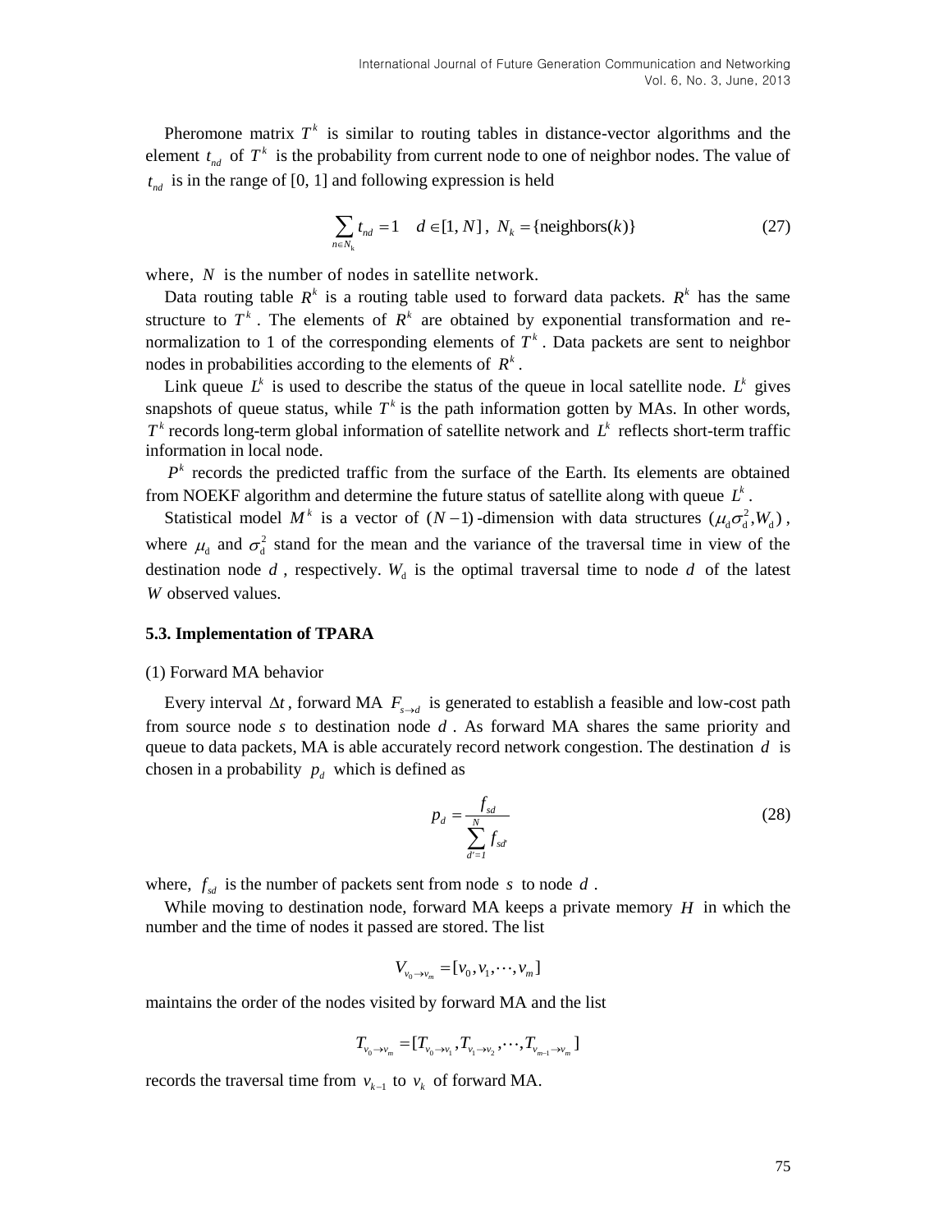Pheromone matrix $T^k$ is similar to routing tables in distance-vector algorithms and the element $t_{nd}$ of $T^k$ is the probability from current node to one of neighbor nodes. The value of $t_{nd}$ is in the range of [0, 1] and following expression is held

$$\sum_{n \in N_k} t_{nd} = 1 \quad d \in [1, N], \; N_k = \{\text{neighbors}(k)\} \tag{27}$$

where, $N$ is the number of nodes in satellite network.

Data routing table $R^k$ is a routing table used to forward data packets. $R^k$ has the same structure to $T^k$. The elements of $R^k$ are obtained by exponential transformation and re-normalization to 1 of the corresponding elements of $T^k$. Data packets are sent to neighbor nodes in probabilities according to the elements of $R^k$.

Link queue $L^k$ is used to describe the status of the queue in local satellite node. $L^k$ gives snapshots of queue status, while $T^k$ is the path information gotten by MAs. In other words, $T^k$ records long-term global information of satellite network and $L^k$ reflects short-term traffic information in local node.

$P^k$ records the predicted traffic from the surface of the Earth. Its elements are obtained from NOEKF algorithm and determine the future status of satellite along with queue $L^k$.

Statistical model $M^k$ is a vector of $(N-1)$-dimension with data structures $(\mu_{\mathrm{d}} \sigma_{\mathrm{d}}^2, W_{\mathrm{d}})$, where $\mu_{\mathrm{d}}$ and $\sigma_{\mathrm{d}}^2$ stand for the mean and the variance of the traversal time in view of the destination node $d$, respectively. $W_{\mathrm{d}}$ is the optimal traversal time to node $d$ of the latest $W$ observed values.

### 5.3. Implementation of TPARA

(1) Forward MA behavior

Every interval $\Delta t$, forward MA $F_{s \to d}$ is generated to establish a feasible and low-cost path from source node $s$ to destination node $d$. As forward MA shares the same priority and queue to data packets, MA is able accurately record network congestion. The destination $d$ is chosen in a probability $p_d$ which is defined as

$$p_d = \frac{f_{sd}}{\sum_{d'=1}^{N} f_{sd'}} \tag{28}$$

where, $f_{sd}$ is the number of packets sent from node $s$ to node $d$.

While moving to destination node, forward MA keeps a private memory $H$ in which the number and the time of nodes it passed are stored. The list

$$V_{v_0 \to v_m} = [v_0, v_1, \cdots, v_m]$$

maintains the order of the nodes visited by forward MA and the list

$$T_{v_0 \to v_m} = [T_{v_0 \to v_1}, T_{v_1 \to v_2}, \cdots, T_{v_{m-1} \to v_m}]$$

records the traversal time from $v_{k-1}$ to $v_k$ of forward MA.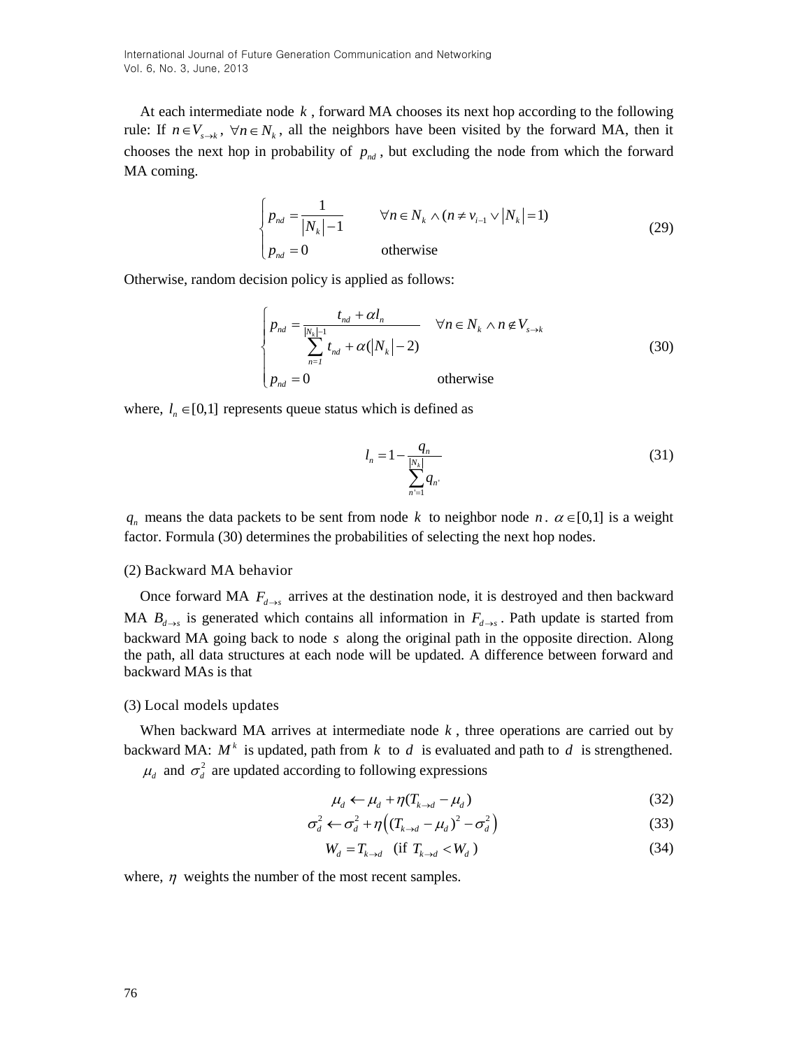At each intermediate node $k$, forward MA chooses its next hop according to the following rule: If $n \in V_{s \to k}$, $\forall n \in N_k$, all the neighbors have been visited by the forward MA, then it chooses the next hop in probability of $p_{nd}$, but excluding the node from which the forward MA coming.

$$
\begin{cases} p_{nd} = \dfrac{1}{|N_k| - 1} & \forall n \in N_k \wedge (n \neq v_{i-1} \vee |N_k| = 1) \\ p_{nd} = 0 & \text{otherwise} \end{cases} \tag{29}
$$

Otherwise, random decision policy is applied as follows:

$$
\begin{cases} p_{nd} = \dfrac{t_{nd} + \alpha l_n}{\sum_{n=1}^{|N_k|-1} t_{nd} + \alpha(|N_k| - 2)} & \forall n \in N_k \wedge n \notin V_{s \to k} \\ p_{nd} = 0 & \text{otherwise} \end{cases} \tag{30}
$$

where, $l_n \in [0,1]$ represents queue status which is defined as

$$
l_n = 1 - \frac{q_n}{\sum_{n'=1}^{|N_k|} q_{n'}} \tag{31}
$$

$q_n$ means the data packets to be sent from node $k$ to neighbor node $n$. $\alpha \in [0,1]$ is a weight factor. Formula (30) determines the probabilities of selecting the next hop nodes.

(2) Backward MA behavior

Once forward MA $F_{d \to s}$ arrives at the destination node, it is destroyed and then backward MA $B_{d \to s}$ is generated which contains all information in $F_{d \to s}$. Path update is started from backward MA going back to node $s$ along the original path in the opposite direction. Along the path, all data structures at each node will be updated. A difference between forward and backward MAs is that

(3) Local models updates

When backward MA arrives at intermediate node $k$, three operations are carried out by backward MA: $M^k$ is updated, path from $k$ to $d$ is evaluated and path to $d$ is strengthened.

$\mu_d$ and $\sigma_d^2$ are updated according to following expressions

$$
\mu_d \leftarrow \mu_d + \eta(T_{k \to d} - \mu_d) \tag{32}
$$

$$
\sigma_d^2 \leftarrow \sigma_d^2 + \eta\left((T_{k \to d} - \mu_d)^2 - \sigma_d^2\right) \tag{33}
$$

$$
W_d = T_{k \to d} \quad (\text{if } T_{k \to d} < W_d) \tag{34}
$$

where, $\eta$ weights the number of the most recent samples.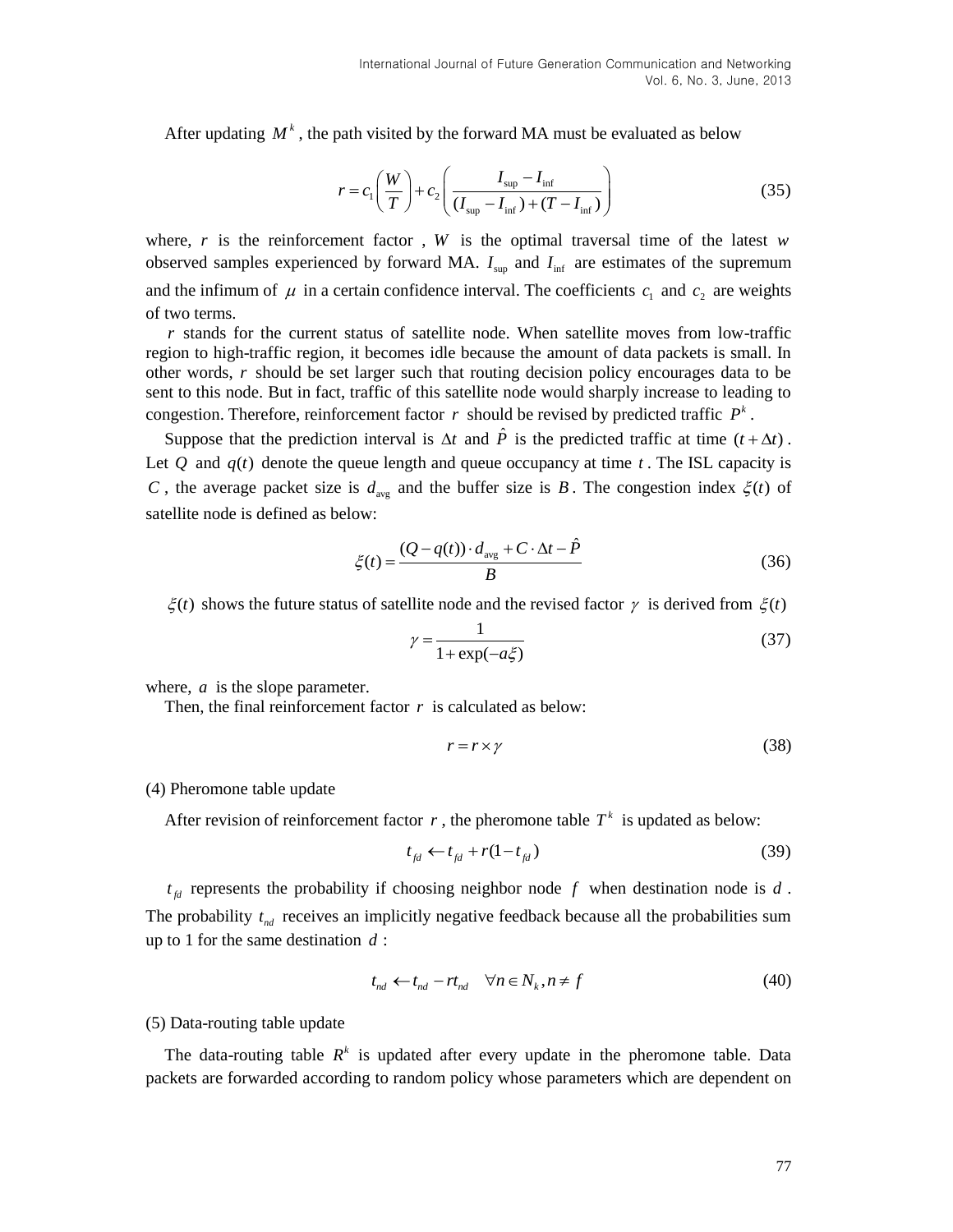After updating $M^k$, the path visited by the forward MA must be evaluated as below

$$r = c_1\left(\frac{W}{T}\right) + c_2\left(\frac{I_{\sup} - I_{\inf}}{(I_{\sup} - I_{\inf}) + (T - I_{\inf})}\right) \tag{35}$$

where, $r$ is the reinforcement factor , $W$ is the optimal traversal time of the latest $w$ observed samples experienced by forward MA. $I_{\sup}$ and $I_{\inf}$ are estimates of the supremum and the infimum of $\mu$ in a certain confidence interval. The coefficients $c_1$ and $c_2$ are weights of two terms.

$r$ stands for the current status of satellite node. When satellite moves from low-traffic region to high-traffic region, it becomes idle because the amount of data packets is small. In other words, $r$ should be set larger such that routing decision policy encourages data to be sent to this node. But in fact, traffic of this satellite node would sharply increase to leading to congestion. Therefore, reinforcement factor $r$ should be revised by predicted traffic $P^k$.

Suppose that the prediction interval is $\Delta t$ and $\hat{P}$ is the predicted traffic at time $(t + \Delta t)$. Let $Q$ and $q(t)$ denote the queue length and queue occupancy at time $t$. The ISL capacity is $C$, the average packet size is $d_{\text{avg}}$ and the buffer size is $B$. The congestion index $\xi(t)$ of satellite node is defined as below:

$$\xi(t) = \frac{(Q - q(t)) \cdot d_{\text{avg}} + C \cdot \Delta t - \hat{P}}{B} \tag{36}$$

$\xi(t)$ shows the future status of satellite node and the revised factor $\gamma$ is derived from $\xi(t)$

$$\gamma = \frac{1}{1 + \exp(-a\xi)} \tag{37}$$

where, $a$ is the slope parameter.

Then, the final reinforcement factor $r$ is calculated as below:

$$r = r \times \gamma \tag{38}$$

(4) Pheromone table update

After revision of reinforcement factor $r$, the pheromone table $T^k$ is updated as below:

$$t_{fd} \leftarrow t_{fd} + r(1 - t_{fd}) \tag{39}$$

$t_{fd}$ represents the probability if choosing neighbor node $f$ when destination node is $d$. The probability $t_{nd}$ receives an implicitly negative feedback because all the probabilities sum up to 1 for the same destination $d$ :

$$t_{nd} \leftarrow t_{nd} - rt_{nd} \quad \forall n \in N_k, n \neq f \tag{40}$$

(5) Data-routing table update

The data-routing table $R^k$ is updated after every update in the pheromone table. Data packets are forwarded according to random policy whose parameters which are dependent on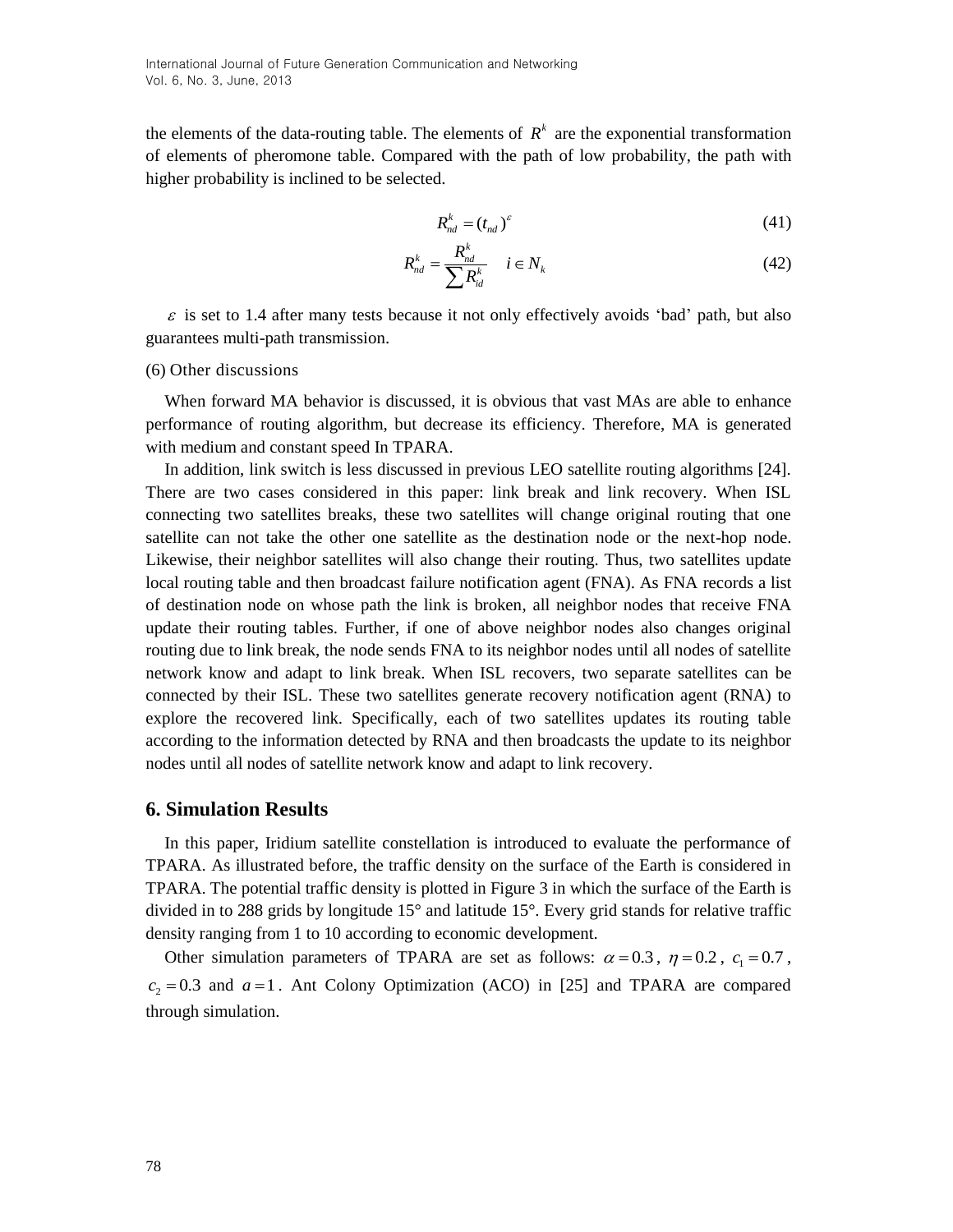the elements of the data-routing table. The elements of $R^k$ are the exponential transformation of elements of pheromone table. Compared with the path of low probability, the path with higher probability is inclined to be selected.

$$R_{nd}^{k} = (t_{nd})^{\varepsilon} \tag{41}$$

$$R_{nd}^{k} = \frac{R_{nd}^{k}}{\sum R_{id}^{k}} \quad i \in N_k \tag{42}$$

$\varepsilon$ is set to 1.4 after many tests because it not only effectively avoids 'bad' path, but also guarantees multi-path transmission.

(6) Other discussions

When forward MA behavior is discussed, it is obvious that vast MAs are able to enhance performance of routing algorithm, but decrease its efficiency. Therefore, MA is generated with medium and constant speed In TPARA.

In addition, link switch is less discussed in previous LEO satellite routing algorithms [24]. There are two cases considered in this paper: link break and link recovery. When ISL connecting two satellites breaks, these two satellites will change original routing that one satellite can not take the other one satellite as the destination node or the next-hop node. Likewise, their neighbor satellites will also change their routing. Thus, two satellites update local routing table and then broadcast failure notification agent (FNA). As FNA records a list of destination node on whose path the link is broken, all neighbor nodes that receive FNA update their routing tables. Further, if one of above neighbor nodes also changes original routing due to link break, the node sends FNA to its neighbor nodes until all nodes of satellite network know and adapt to link break. When ISL recovers, two separate satellites can be connected by their ISL. These two satellites generate recovery notification agent (RNA) to explore the recovered link. Specifically, each of two satellites updates its routing table according to the information detected by RNA and then broadcasts the update to its neighbor nodes until all nodes of satellite network know and adapt to link recovery.

## 6. Simulation Results

In this paper, Iridium satellite constellation is introduced to evaluate the performance of TPARA. As illustrated before, the traffic density on the surface of the Earth is considered in TPARA. The potential traffic density is plotted in Figure 3 in which the surface of the Earth is divided in to 288 grids by longitude 15° and latitude 15°. Every grid stands for relative traffic density ranging from 1 to 10 according to economic development.

Other simulation parameters of TPARA are set as follows: $\alpha = 0.3$, $\eta = 0.2$, $c_1 = 0.7$, $c_2 = 0.3$ and $a = 1$. Ant Colony Optimization (ACO) in [25] and TPARA are compared through simulation.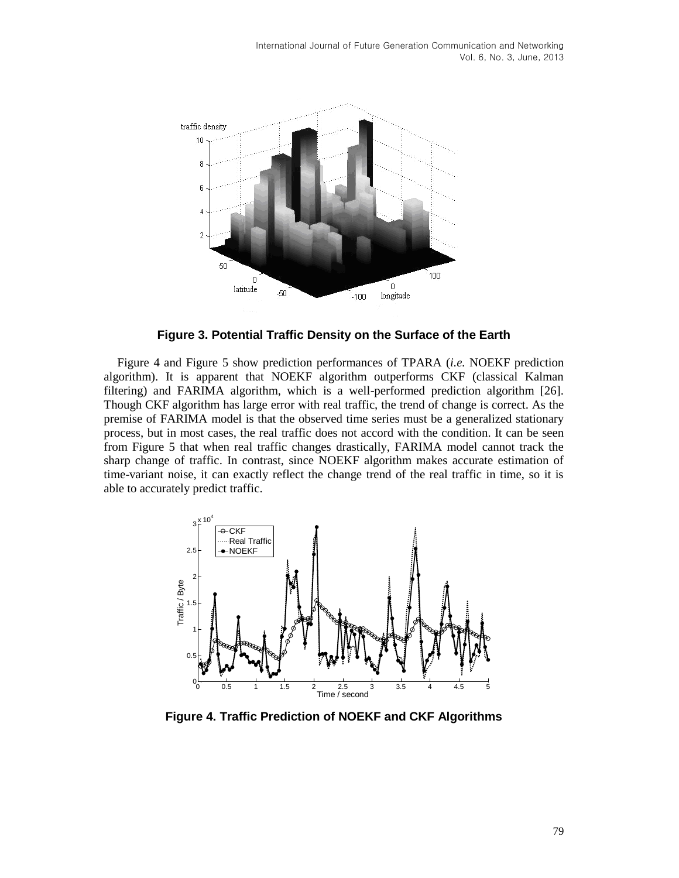**Figure 3. Potential Traffic Density on the Surface of the Earth**

Figure 4 and Figure 5 show prediction performances of TPARA (*i.e.* NOEKF prediction algorithm). It is apparent that NOEKF algorithm outperforms CKF (classical Kalman filtering) and FARIMA algorithm, which is a well-performed prediction algorithm [26]. Though CKF algorithm has large error with real traffic, the trend of change is correct. As the premise of FARIMA model is that the observed time series must be a generalized stationary process, but in most cases, the real traffic does not accord with the condition. It can be seen from Figure 5 that when real traffic changes drastically, FARIMA model cannot track the sharp change of traffic. In contrast, since NOEKF algorithm makes accurate estimation of time-variant noise, it can exactly reflect the change trend of the real traffic in time, so it is able to accurately predict traffic.

**Figure 4. Traffic Prediction of NOEKF and CKF Algorithms**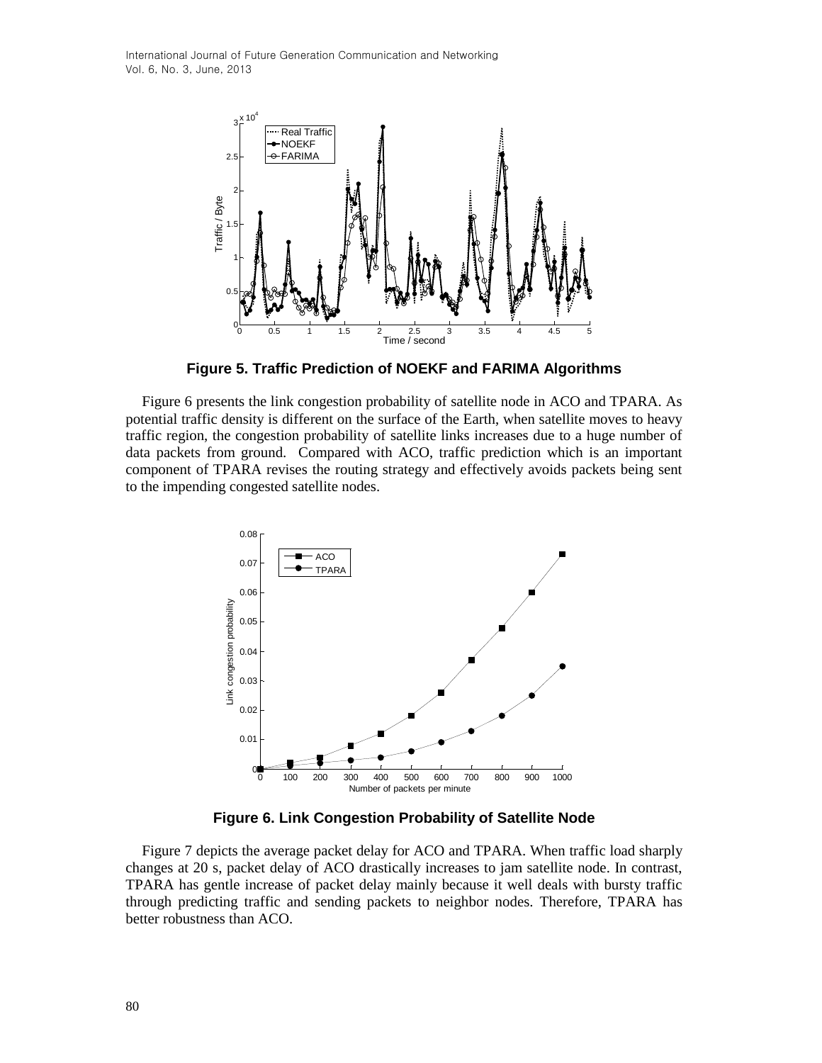**Figure 5. Traffic Prediction of NOEKF and FARIMA Algorithms**

Figure 6 presents the link congestion probability of satellite node in ACO and TPARA. As potential traffic density is different on the surface of the Earth, when satellite moves to heavy traffic region, the congestion probability of satellite links increases due to a huge number of data packets from ground. Compared with ACO, traffic prediction which is an important component of TPARA revises the routing strategy and effectively avoids packets being sent to the impending congested satellite nodes.

**Figure 6. Link Congestion Probability of Satellite Node**

Figure 7 depicts the average packet delay for ACO and TPARA. When traffic load sharply changes at 20 s, packet delay of ACO drastically increases to jam satellite node. In contrast, TPARA has gentle increase of packet delay mainly because it well deals with bursty traffic through predicting traffic and sending packets to neighbor nodes. Therefore, TPARA has better robustness than ACO.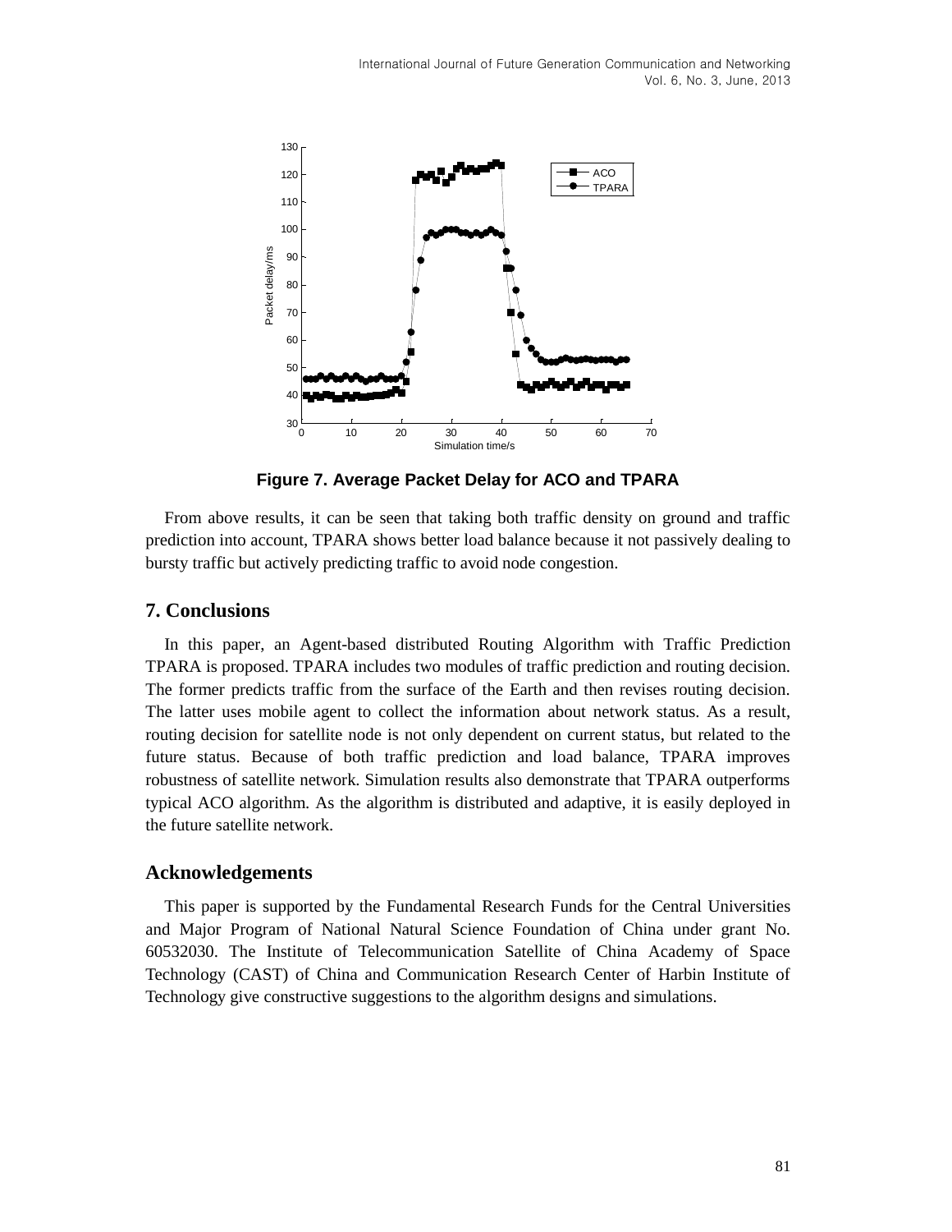**Figure 7. Average Packet Delay for ACO and TPARA**

From above results, it can be seen that taking both traffic density on ground and traffic prediction into account, TPARA shows better load balance because it not passively dealing to bursty traffic but actively predicting traffic to avoid node congestion.

## 7. Conclusions

In this paper, an Agent-based distributed Routing Algorithm with Traffic Prediction TPARA is proposed. TPARA includes two modules of traffic prediction and routing decision. The former predicts traffic from the surface of the Earth and then revises routing decision. The latter uses mobile agent to collect the information about network status. As a result, routing decision for satellite node is not only dependent on current status, but related to the future status. Because of both traffic prediction and load balance, TPARA improves robustness of satellite network. Simulation results also demonstrate that TPARA outperforms typical ACO algorithm. As the algorithm is distributed and adaptive, it is easily deployed in the future satellite network.

## Acknowledgements

This paper is supported by the Fundamental Research Funds for the Central Universities and Major Program of National Natural Science Foundation of China under grant No. 60532030. The Institute of Telecommunication Satellite of China Academy of Space Technology (CAST) of China and Communication Research Center of Harbin Institute of Technology give constructive suggestions to the algorithm designs and simulations.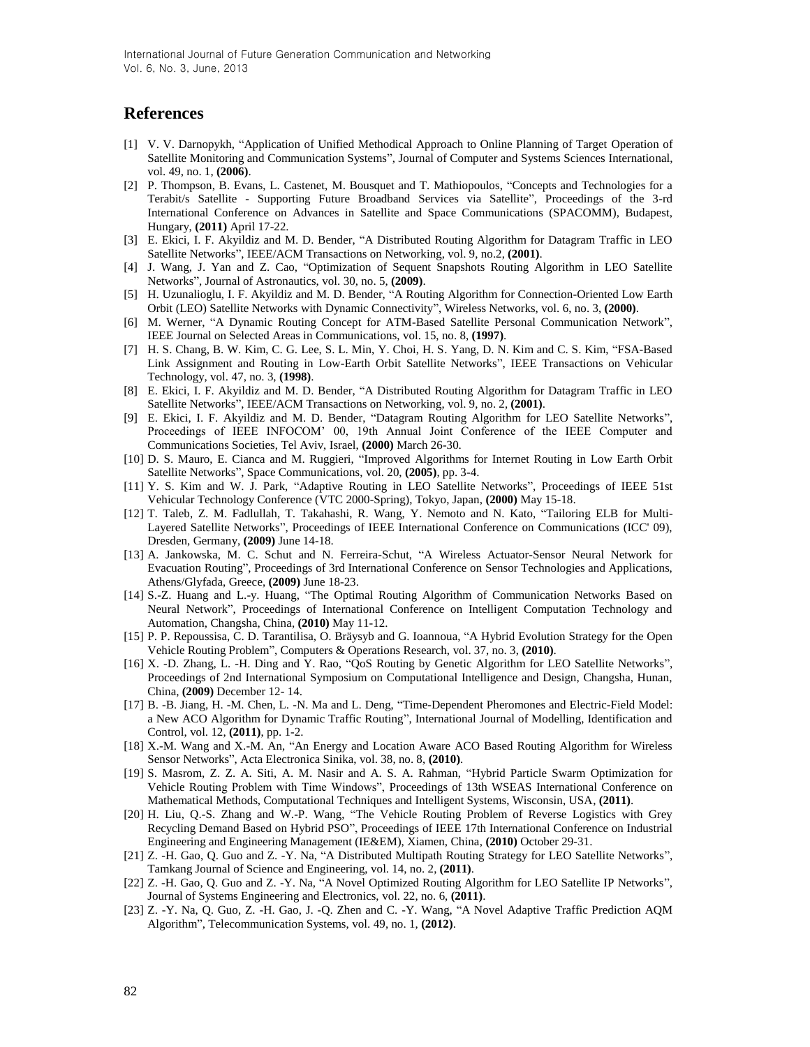## References

- [1] V. V. Darnopykh, "Application of Unified Methodical Approach to Online Planning of Target Operation of Satellite Monitoring and Communication Systems", Journal of Computer and Systems Sciences International, vol. 49, no. 1, **(2006)**.
- [2] P. Thompson, B. Evans, L. Castenet, M. Bousquet and T. Mathiopoulos, "Concepts and Technologies for a Terabit/s Satellite - Supporting Future Broadband Services via Satellite", Proceedings of the 3-rd International Conference on Advances in Satellite and Space Communications (SPACOMM), Budapest, Hungary, **(2011)** April 17-22.
- [3] E. Ekici, I. F. Akyildiz and M. D. Bender, "A Distributed Routing Algorithm for Datagram Traffic in LEO Satellite Networks", IEEE/ACM Transactions on Networking, vol. 9, no.2, **(2001)**.
- [4] J. Wang, J. Yan and Z. Cao, "Optimization of Sequent Snapshots Routing Algorithm in LEO Satellite Networks", Journal of Astronautics, vol. 30, no. 5, **(2009)**.
- [5] H. Uzunalioglu, I. F. Akyildiz and M. D. Bender, "A Routing Algorithm for Connection-Oriented Low Earth Orbit (LEO) Satellite Networks with Dynamic Connectivity", Wireless Networks, vol. 6, no. 3, **(2000)**.
- [6] M. Werner, "A Dynamic Routing Concept for ATM-Based Satellite Personal Communication Network", IEEE Journal on Selected Areas in Communications, vol. 15, no. 8, **(1997)**.
- [7] H. S. Chang, B. W. Kim, C. G. Lee, S. L. Min, Y. Choi, H. S. Yang, D. N. Kim and C. S. Kim, "FSA-Based Link Assignment and Routing in Low-Earth Orbit Satellite Networks", IEEE Transactions on Vehicular Technology, vol. 47, no. 3, **(1998)**.
- [8] E. Ekici, I. F. Akyildiz and M. D. Bender, "A Distributed Routing Algorithm for Datagram Traffic in LEO Satellite Networks", IEEE/ACM Transactions on Networking, vol. 9, no. 2, **(2001)**.
- [9] E. Ekici, I. F. Akyildiz and M. D. Bender, "Datagram Routing Algorithm for LEO Satellite Networks", Proceedings of IEEE INFOCOM' 00, 19th Annual Joint Conference of the IEEE Computer and Communications Societies, Tel Aviv, Israel, **(2000)** March 26-30.
- [10] D. S. Mauro, E. Cianca and M. Ruggieri, "Improved Algorithms for Internet Routing in Low Earth Orbit Satellite Networks", Space Communications, vol. 20, **(2005)**, pp. 3-4.
- [11] Y. S. Kim and W. J. Park, "Adaptive Routing in LEO Satellite Networks", Proceedings of IEEE 51st Vehicular Technology Conference (VTC 2000-Spring), Tokyo, Japan, **(2000)** May 15-18.
- [12] T. Taleb, Z. M. Fadlullah, T. Takahashi, R. Wang, Y. Nemoto and N. Kato, "Tailoring ELB for Multi-Layered Satellite Networks", Proceedings of IEEE International Conference on Communications (ICC' 09), Dresden, Germany, **(2009)** June 14-18.
- [13] A. Jankowska, M. C. Schut and N. Ferreira-Schut, "A Wireless Actuator-Sensor Neural Network for Evacuation Routing", Proceedings of 3rd International Conference on Sensor Technologies and Applications, Athens/Glyfada, Greece, **(2009)** June 18-23.
- [14] S.-Z. Huang and L.-y. Huang, "The Optimal Routing Algorithm of Communication Networks Based on Neural Network", Proceedings of International Conference on Intelligent Computation Technology and Automation, Changsha, China, **(2010)** May 11-12.
- [15] P. P. Repoussisa, C. D. Tarantilisa, O. Bräysyb and G. Ioannoua, "A Hybrid Evolution Strategy for the Open Vehicle Routing Problem", Computers & Operations Research, vol. 37, no. 3, **(2010)**.
- [16] X. -D. Zhang, L. -H. Ding and Y. Rao, "QoS Routing by Genetic Algorithm for LEO Satellite Networks", Proceedings of 2nd International Symposium on Computational Intelligence and Design, Changsha, Hunan, China, **(2009)** December 12- 14.
- [17] B. -B. Jiang, H. -M. Chen, L. -N. Ma and L. Deng, "Time-Dependent Pheromones and Electric-Field Model: a New ACO Algorithm for Dynamic Traffic Routing", International Journal of Modelling, Identification and Control, vol. 12, **(2011)**, pp. 1-2.
- [18] X.-M. Wang and X.-M. An, "An Energy and Location Aware ACO Based Routing Algorithm for Wireless Sensor Networks", Acta Electronica Sinika, vol. 38, no. 8, **(2010)**.
- [19] S. Masrom, Z. Z. A. Siti, A. M. Nasir and A. S. A. Rahman, "Hybrid Particle Swarm Optimization for Vehicle Routing Problem with Time Windows", Proceedings of 13th WSEAS International Conference on Mathematical Methods, Computational Techniques and Intelligent Systems, Wisconsin, USA, **(2011)**.
- [20] H. Liu, Q.-S. Zhang and W.-P. Wang, "The Vehicle Routing Problem of Reverse Logistics with Grey Recycling Demand Based on Hybrid PSO", Proceedings of IEEE 17th International Conference on Industrial Engineering and Engineering Management (IE&EM), Xiamen, China, **(2010)** October 29-31.
- [21] Z. -H. Gao, Q. Guo and Z. -Y. Na, "A Distributed Multipath Routing Strategy for LEO Satellite Networks", Tamkang Journal of Science and Engineering, vol. 14, no. 2, **(2011)**.
- [22] Z. -H. Gao, Q. Guo and Z. -Y. Na, "A Novel Optimized Routing Algorithm for LEO Satellite IP Networks", Journal of Systems Engineering and Electronics, vol. 22, no. 6, **(2011)**.
- [23] Z. -Y. Na, Q. Guo, Z. -H. Gao, J. -Q. Zhen and C. -Y. Wang, "A Novel Adaptive Traffic Prediction AQM Algorithm", Telecommunication Systems, vol. 49, no. 1, **(2012)**.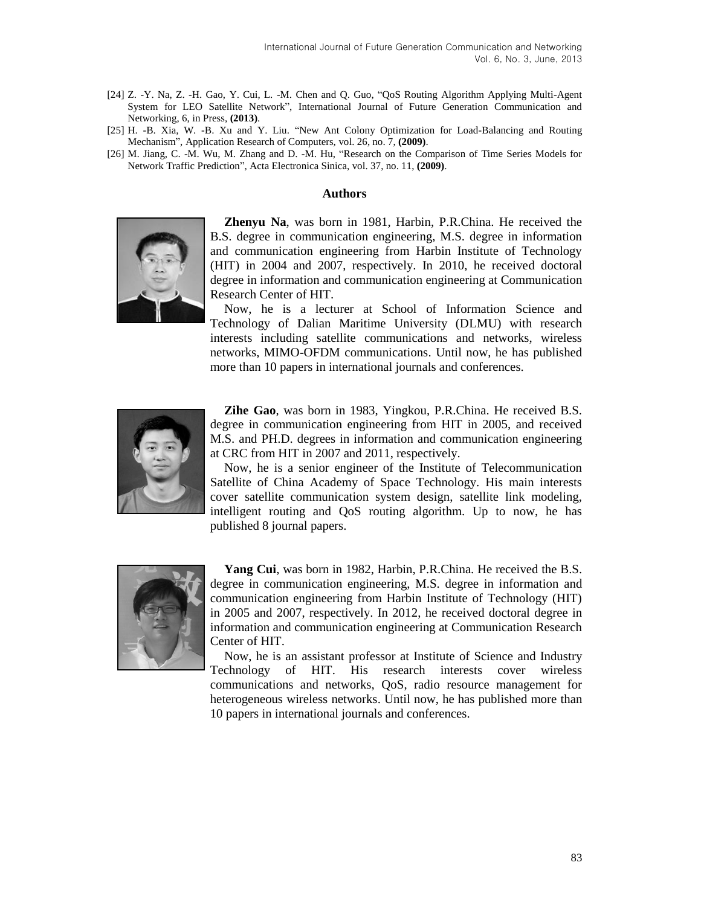[24] Z. -Y. Na, Z. -H. Gao, Y. Cui, L. -M. Chen and Q. Guo, "QoS Routing Algorithm Applying Multi-Agent System for LEO Satellite Network", International Journal of Future Generation Communication and Networking, 6, in Press, **(2013)**.

[25] H. -B. Xia, W. -B. Xu and Y. Liu. "New Ant Colony Optimization for Load-Balancing and Routing Mechanism", Application Research of Computers, vol. 26, no. 7, **(2009)**.

[26] M. Jiang, C. -M. Wu, M. Zhang and D. -M. Hu, "Research on the Comparison of Time Series Models for Network Traffic Prediction", Acta Electronica Sinica, vol. 37, no. 11, **(2009)**.

## Authors

**Zhenyu Na**, was born in 1981, Harbin, P.R.China. He received the B.S. degree in communication engineering, M.S. degree in information and communication engineering from Harbin Institute of Technology (HIT) in 2004 and 2007, respectively. In 2010, he received doctoral degree in information and communication engineering at Communication Research Center of HIT.

Now, he is a lecturer at School of Information Science and Technology of Dalian Maritime University (DLMU) with research interests including satellite communications and networks, wireless networks, MIMO-OFDM communications. Until now, he has published more than 10 papers in international journals and conferences.

**Zihe Gao**, was born in 1983, Yingkou, P.R.China. He received B.S. degree in communication engineering from HIT in 2005, and received M.S. and PH.D. degrees in information and communication engineering at CRC from HIT in 2007 and 2011, respectively.

Now, he is a senior engineer of the Institute of Telecommunication Satellite of China Academy of Space Technology. His main interests cover satellite communication system design, satellite link modeling, intelligent routing and QoS routing algorithm. Up to now, he has published 8 journal papers.

**Yang Cui**, was born in 1982, Harbin, P.R.China. He received the B.S. degree in communication engineering, M.S. degree in information and communication engineering from Harbin Institute of Technology (HIT) in 2005 and 2007, respectively. In 2012, he received doctoral degree in information and communication engineering at Communication Research Center of HIT.

Now, he is an assistant professor at Institute of Science and Industry Technology of HIT. His research interests cover wireless communications and networks, QoS, radio resource management for heterogeneous wireless networks. Until now, he has published more than 10 papers in international journals and conferences.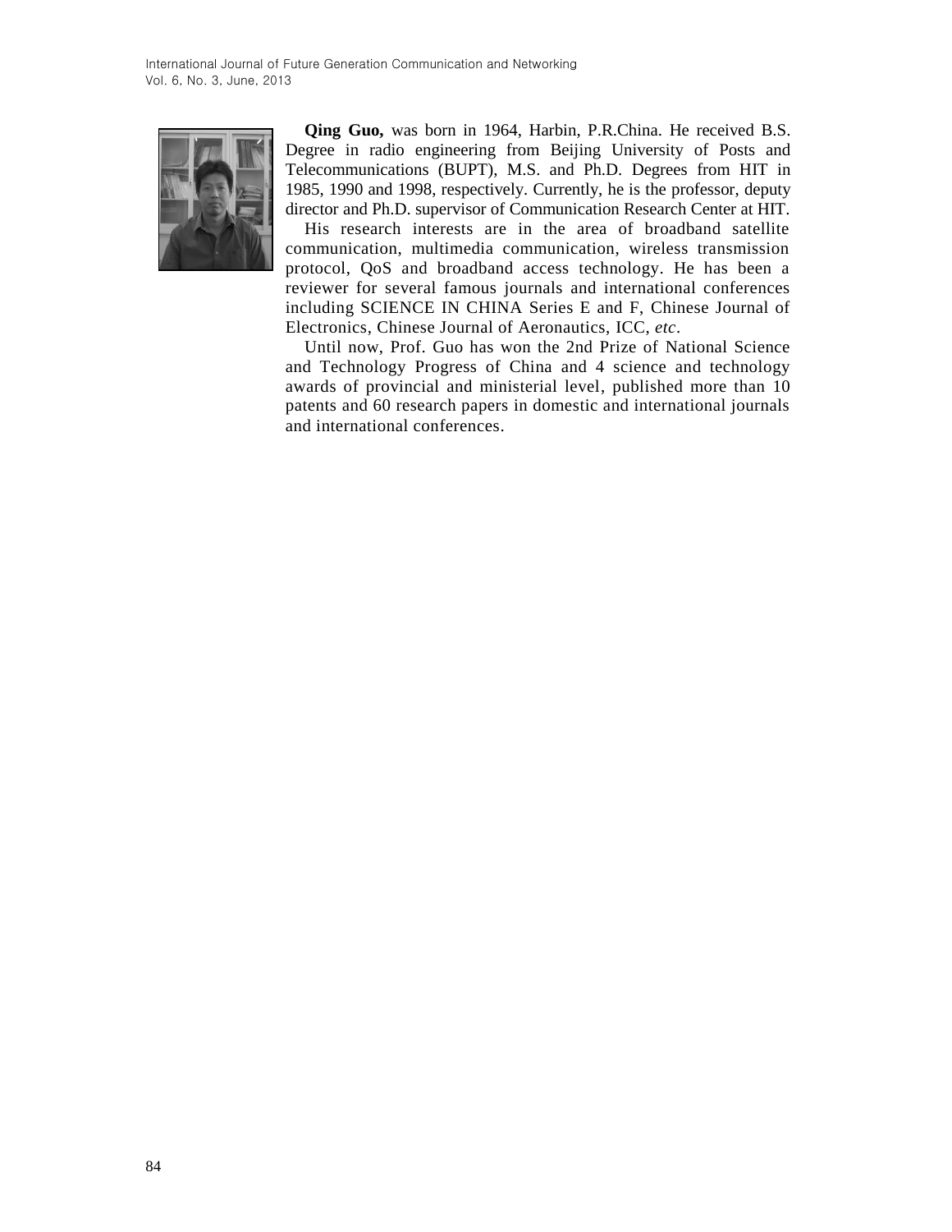**Qing Guo,** was born in 1964, Harbin, P.R.China. He received B.S. Degree in radio engineering from Beijing University of Posts and Telecommunications (BUPT), M.S. and Ph.D. Degrees from HIT in 1985, 1990 and 1998, respectively. Currently, he is the professor, deputy director and Ph.D. supervisor of Communication Research Center at HIT.

His research interests are in the area of broadband satellite communication, multimedia communication, wireless transmission protocol, QoS and broadband access technology. He has been a reviewer for several famous journals and international conferences including SCIENCE IN CHINA Series E and F, Chinese Journal of Electronics, Chinese Journal of Aeronautics, ICC, *etc*.

Until now, Prof. Guo has won the 2nd Prize of National Science and Technology Progress of China and 4 science and technology awards of provincial and ministerial level, published more than 10 patents and 60 research papers in domestic and international journals and international conferences.